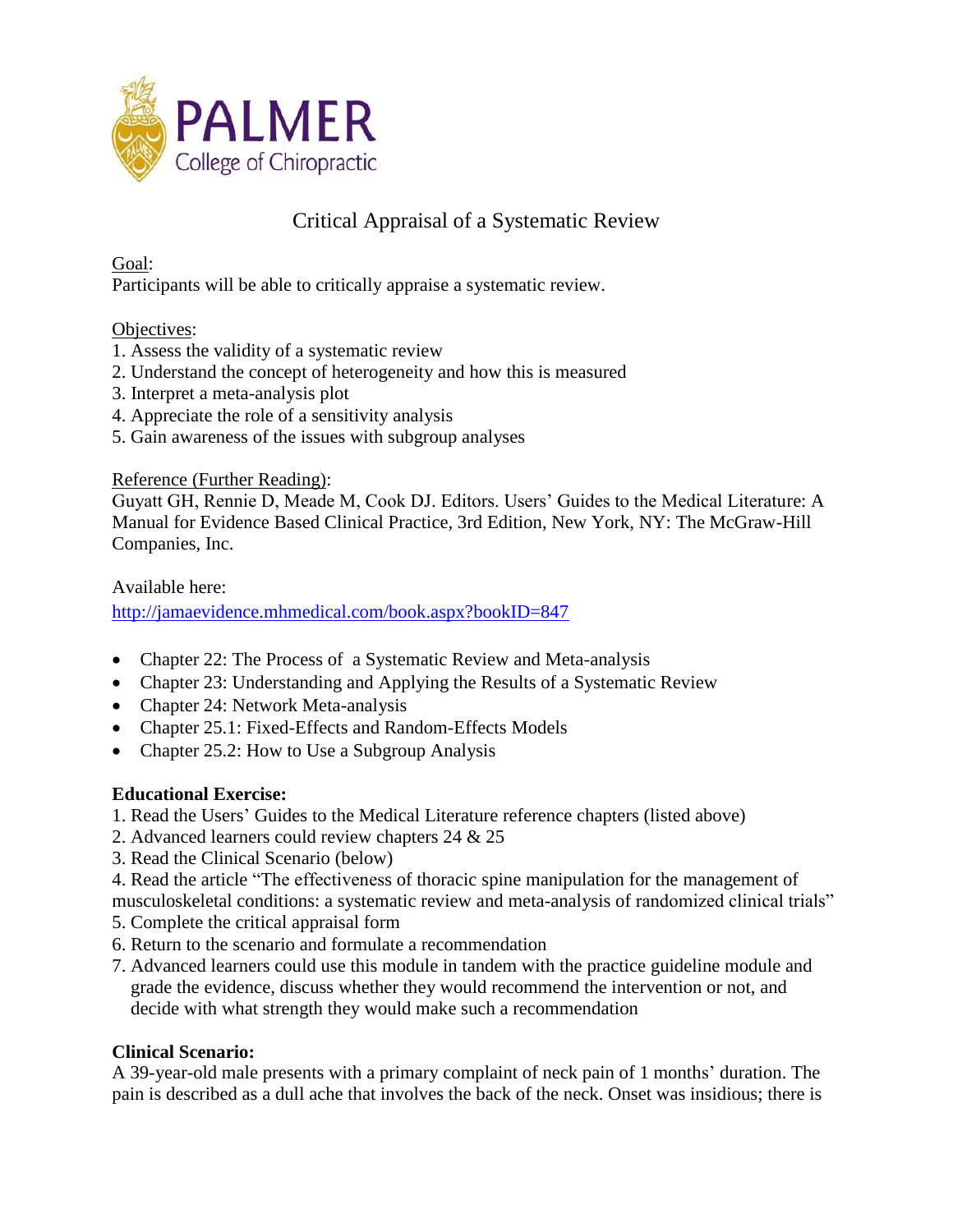PALMER
College of Chiropractic

# Critical Appraisal of a Systematic Review

Goal:
Participants will be able to critically appraise a systematic review.

Objectives:
1. Assess the validity of a systematic review
2. Understand the concept of heterogeneity and how this is measured
3. Interpret a meta-analysis plot
4. Appreciate the role of a sensitivity analysis
5. Gain awareness of the issues with subgroup analyses

Reference (Further Reading):
Guyatt GH, Rennie D, Meade M, Cook DJ. Editors. Users' Guides to the Medical Literature: A Manual for Evidence Based Clinical Practice, 3rd Edition, New York, NY: The McGraw-Hill Companies, Inc.

Available here:
http://jamaevidence.mhmedical.com/book.aspx?bookID=847

- Chapter 22: The Process of a Systematic Review and Meta-analysis
- Chapter 23: Understanding and Applying the Results of a Systematic Review
- Chapter 24: Network Meta-analysis
- Chapter 25.1: Fixed-Effects and Random-Effects Models
- Chapter 25.2: How to Use a Subgroup Analysis

**Educational Exercise:**
1. Read the Users' Guides to the Medical Literature reference chapters (listed above)
2. Advanced learners could review chapters 24 & 25
3. Read the Clinical Scenario (below)
4. Read the article "The effectiveness of thoracic spine manipulation for the management of musculoskeletal conditions: a systematic review and meta-analysis of randomized clinical trials"
5. Complete the critical appraisal form
6. Return to the scenario and formulate a recommendation
7. Advanced learners could use this module in tandem with the practice guideline module and grade the evidence, discuss whether they would recommend the intervention or not, and decide with what strength they would make such a recommendation

**Clinical Scenario:**
A 39-year-old male presents with a primary complaint of neck pain of 1 months' duration. The pain is described as a dull ache that involves the back of the neck. Onset was insidious; there is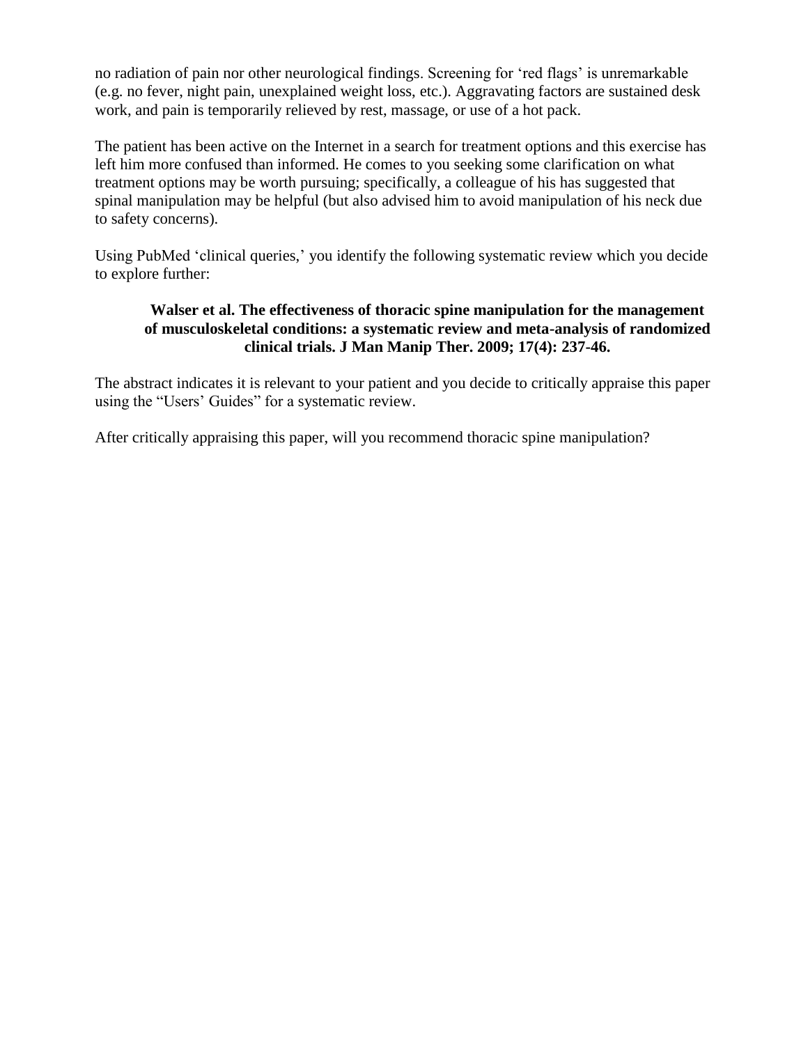no radiation of pain nor other neurological findings. Screening for 'red flags' is unremarkable (e.g. no fever, night pain, unexplained weight loss, etc.). Aggravating factors are sustained desk work, and pain is temporarily relieved by rest, massage, or use of a hot pack.

The patient has been active on the Internet in a search for treatment options and this exercise has left him more confused than informed. He comes to you seeking some clarification on what treatment options may be worth pursuing; specifically, a colleague of his has suggested that spinal manipulation may be helpful (but also advised him to avoid manipulation of his neck due to safety concerns).

Using PubMed 'clinical queries,' you identify the following systematic review which you decide to explore further:

> **Walser et al. The effectiveness of thoracic spine manipulation for the management of musculoskeletal conditions: a systematic review and meta-analysis of randomized clinical trials. J Man Manip Ther. 2009; 17(4): 237-46.**

The abstract indicates it is relevant to your patient and you decide to critically appraise this paper using the "Users' Guides" for a systematic review.

After critically appraising this paper, will you recommend thoracic spine manipulation?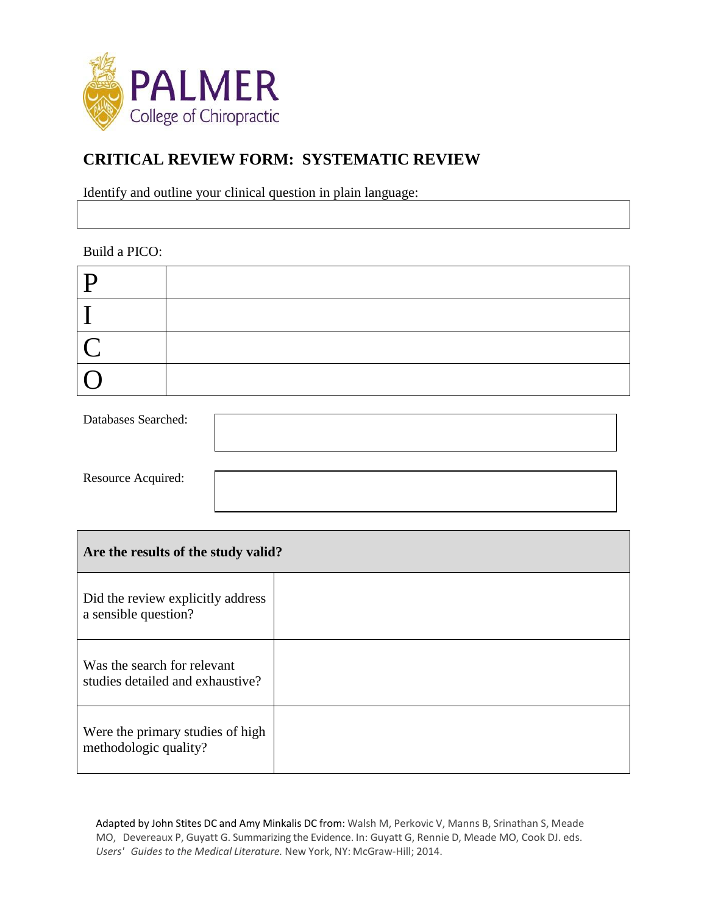PALMER
College of Chiropractic

## CRITICAL REVIEW FORM: SYSTEMATIC REVIEW

Identify and outline your clinical question in plain language:

| |
|---|
| |

Build a PICO:

| | |
|---|---|
| P | |
| I | |
| C | |
| O | |

Databases Searched:

| |
|---|
| |

Resource Acquired:

| |
|---|
| |

| **Are the results of the study valid?** | |
|---|---|
| Did the review explicitly address a sensible question? | |
| Was the search for relevant studies detailed and exhaustive? | |
| Were the primary studies of high methodologic quality? | |

Adapted by John Stites DC and Amy Minkalis DC from: Walsh M, Perkovic V, Manns B, Srinathan S, Meade MO, Devereaux P, Guyatt G. Summarizing the Evidence. In: Guyatt G, Rennie D, Meade MO, Cook DJ. eds. *Users' Guides to the Medical Literature.* New York, NY: McGraw-Hill; 2014.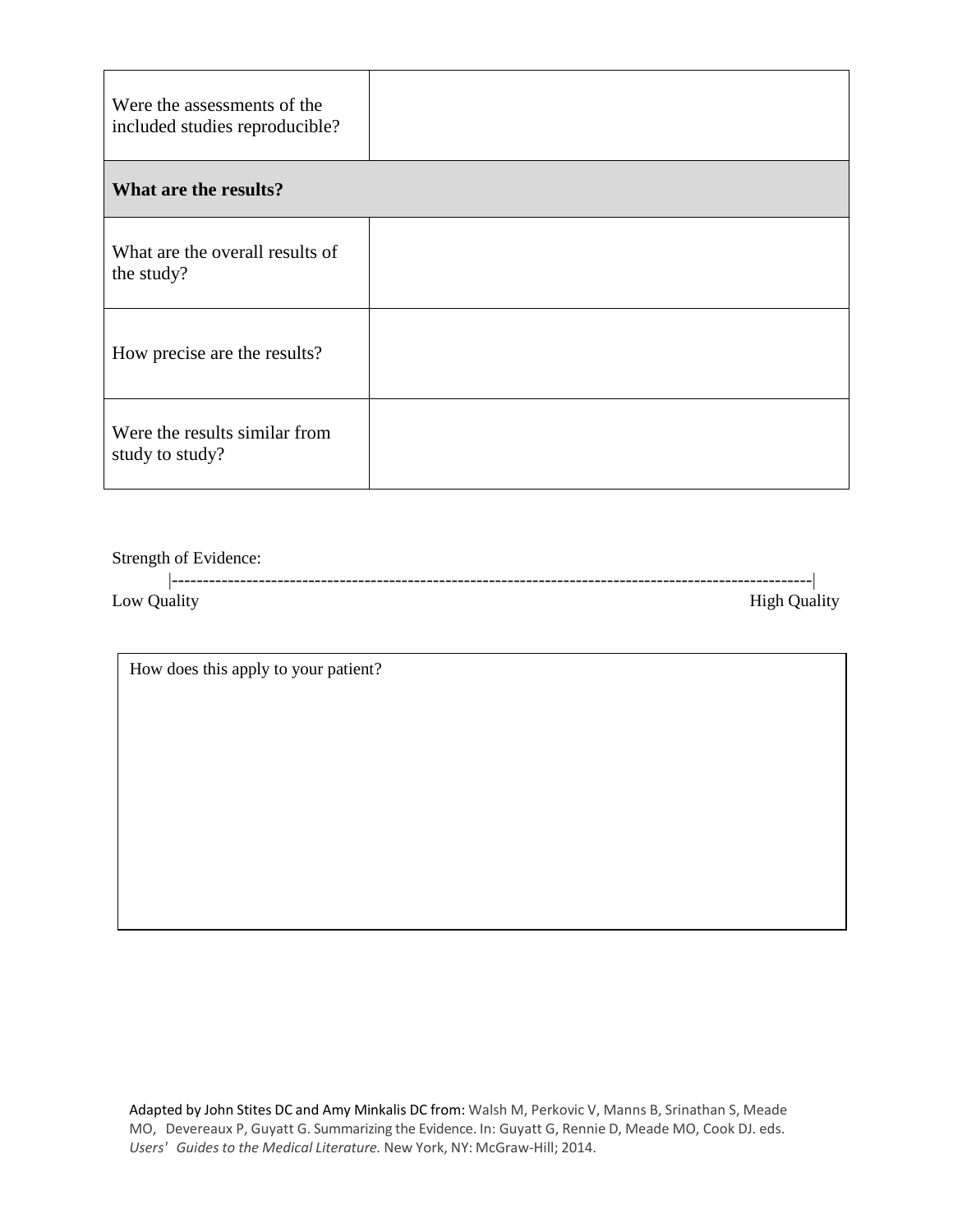| | |
|---|---|
| Were the assessments of the included studies reproducible? | |
| **What are the results?** | |
| What are the overall results of the study? | |
| How precise are the results? | |
| Were the results similar from study to study? | |

Strength of Evidence:

|------------------------------------------------------------------------------------------------------|

Low Quality High Quality

| How does this apply to your patient? |
|---|
| |

Adapted by John Stites DC and Amy Minkalis DC from: Walsh M, Perkovic V, Manns B, Srinathan S, Meade MO, Devereaux P, Guyatt G. Summarizing the Evidence. In: Guyatt G, Rennie D, Meade MO, Cook DJ. eds. *Users' Guides to the Medical Literature.* New York, NY: McGraw-Hill; 2014.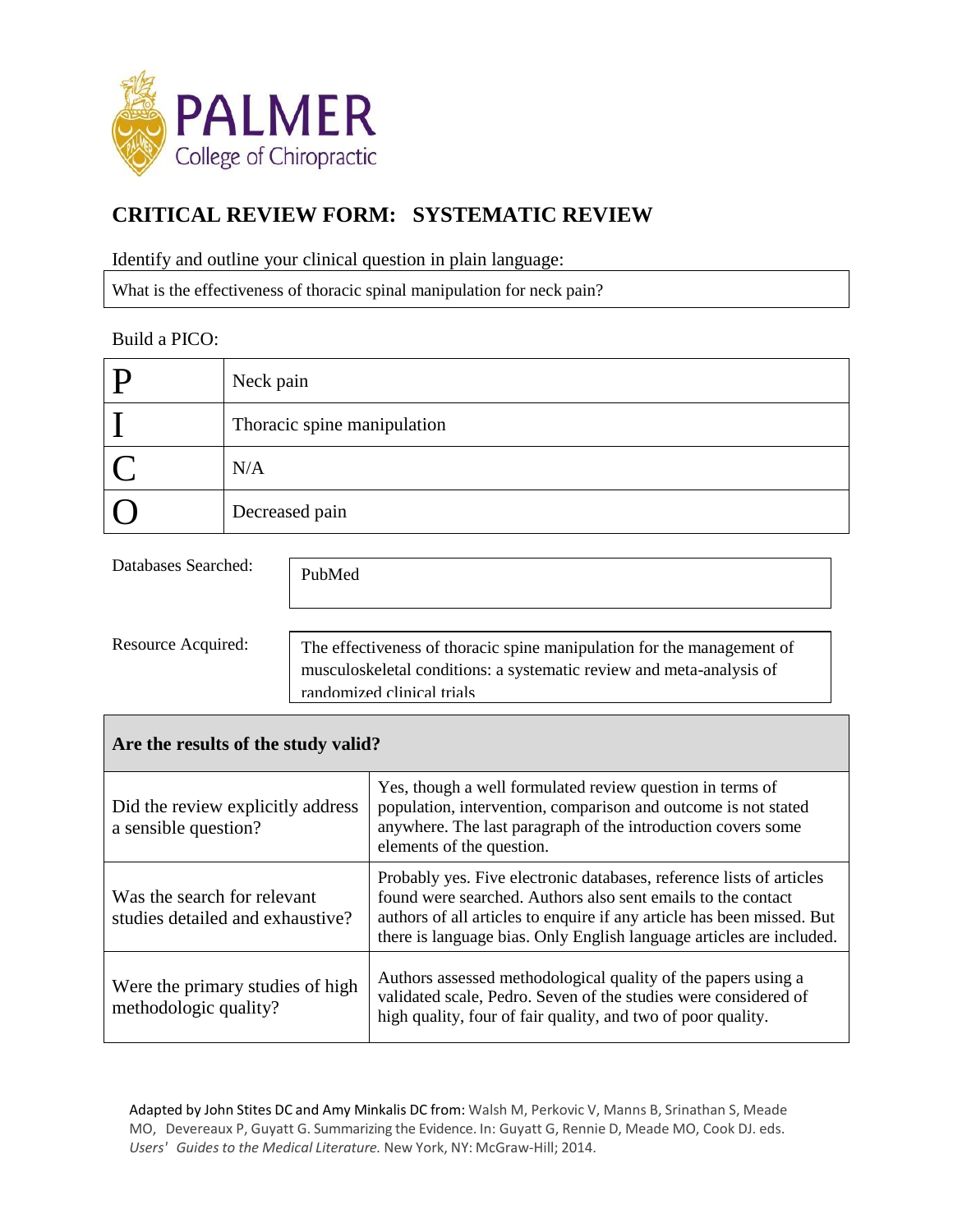## CRITICAL REVIEW FORM: SYSTEMATIC REVIEW

Identify and outline your clinical question in plain language:

| What is the effectiveness of thoracic spinal manipulation for neck pain? |
|---|

Build a PICO:

| | |
|---|---|
| P | Neck pain |
| I | Thoracic spine manipulation |
| C | N/A |
| O | Decreased pain |

Databases Searched:

| PubMed |
|---|

Resource Acquired:

| The effectiveness of thoracic spine manipulation for the management of musculoskeletal conditions: a systematic review and meta-analysis of randomized clinical trials |
|---|

| Are the results of the study valid? | |
|---|---|
| Did the review explicitly address a sensible question? | Yes, though a well formulated review question in terms of population, intervention, comparison and outcome is not stated anywhere. The last paragraph of the introduction covers some elements of the question. |
| Was the search for relevant studies detailed and exhaustive? | Probably yes. Five electronic databases, reference lists of articles found were searched. Authors also sent emails to the contact authors of all articles to enquire if any article has been missed. But there is language bias. Only English language articles are included. |
| Were the primary studies of high methodologic quality? | Authors assessed methodological quality of the papers using a validated scale, Pedro. Seven of the studies were considered of high quality, four of fair quality, and two of poor quality. |

Adapted by John Stites DC and Amy Minkalis DC from: Walsh M, Perkovic V, Manns B, Srinathan S, Meade MO, Devereaux P, Guyatt G. Summarizing the Evidence. In: Guyatt G, Rennie D, Meade MO, Cook DJ. eds. *Users' Guides to the Medical Literature.* New York, NY: McGraw-Hill; 2014.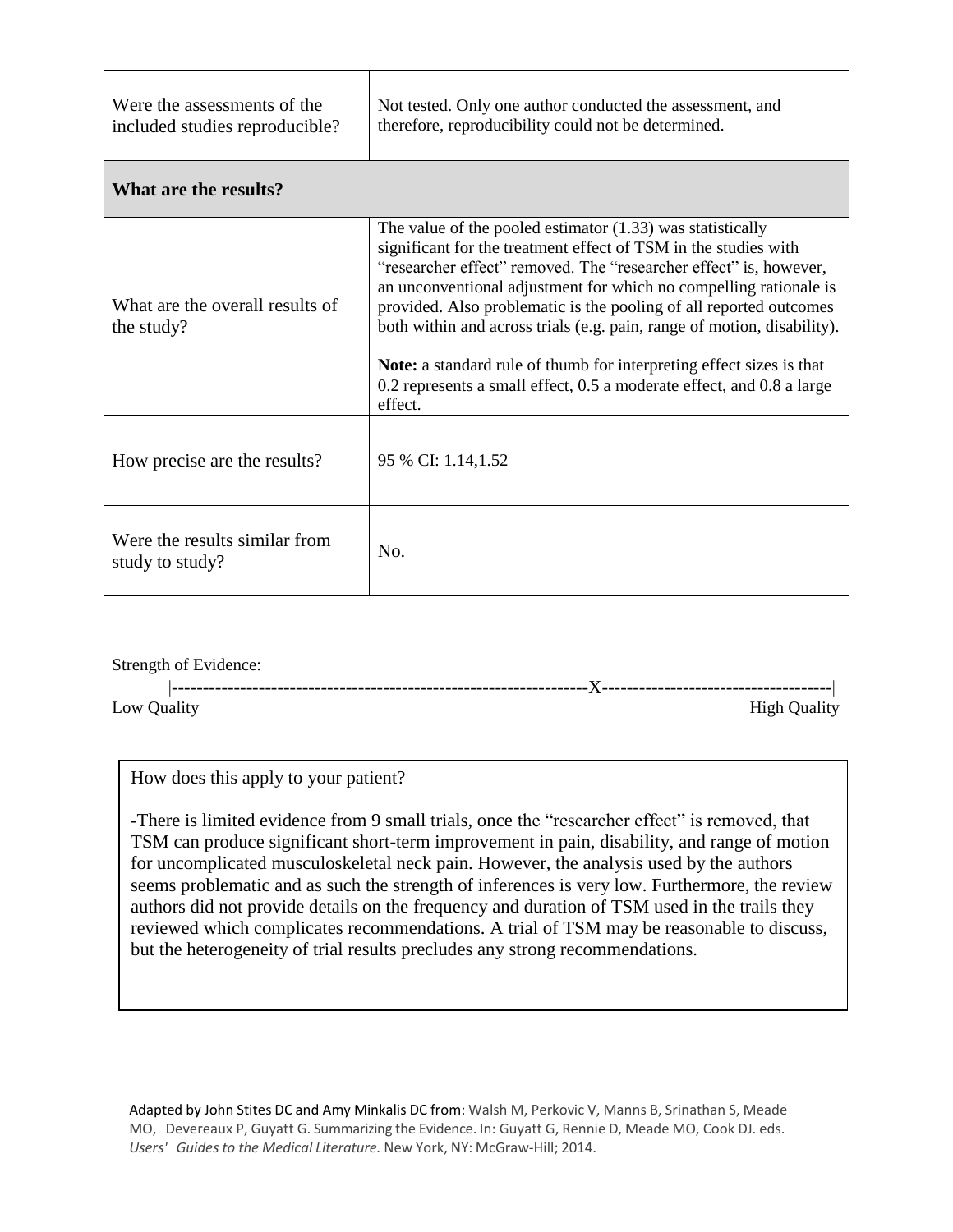| | |
|---|---|
| Were the assessments of the included studies reproducible? | Not tested. Only one author conducted the assessment, and therefore, reproducibility could not be determined. |
| **What are the results?** | |
| What are the overall results of the study? | The value of the pooled estimator (1.33) was statistically significant for the treatment effect of TSM in the studies with "researcher effect" removed. The "researcher effect" is, however, an unconventional adjustment for which no compelling rationale is provided. Also problematic is the pooling of all reported outcomes both within and across trials (e.g. pain, range of motion, disability).<br><br>**Note:** a standard rule of thumb for interpreting effect sizes is that 0.2 represents a small effect, 0.5 a moderate effect, and 0.8 a large effect. |
| How precise are the results? | 95 % CI: 1.14,1.52 |
| Were the results similar from study to study? | No. |

Strength of Evidence:

|------------------------------------------------------------------X-------------------------------------|

Low Quality High Quality

How does this apply to your patient?

-There is limited evidence from 9 small trials, once the "researcher effect" is removed, that TSM can produce significant short-term improvement in pain, disability, and range of motion for uncomplicated musculoskeletal neck pain. However, the analysis used by the authors seems problematic and as such the strength of inferences is very low. Furthermore, the review authors did not provide details on the frequency and duration of TSM used in the trails they reviewed which complicates recommendations. A trial of TSM may be reasonable to discuss, but the heterogeneity of trial results precludes any strong recommendations.

Adapted by John Stites DC and Amy Minkalis DC from: Walsh M, Perkovic V, Manns B, Srinathan S, Meade MO, Devereaux P, Guyatt G. Summarizing the Evidence. In: Guyatt G, Rennie D, Meade MO, Cook DJ. eds. *Users' Guides to the Medical Literature.* New York, NY: McGraw-Hill; 2014.